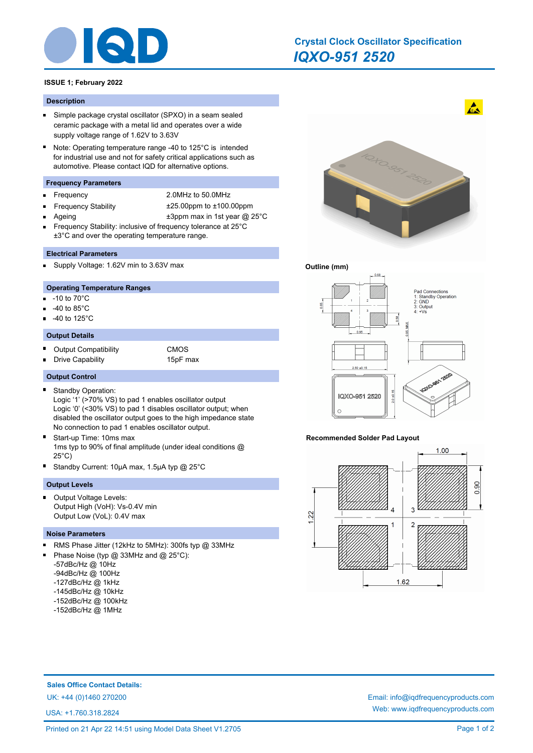# Crystal Clock Oscillator Specification

## IQXO-951 2520

**ISSUE 1; February 2022**

### Description

- Simple package crystal oscillator (SPXO) in a seam sealed ceramic package with a metal lid and operates over a wide supply voltage range of 1.62V to 3.63V
- Note: Operating temperature range -40 to 125°C is intended for industrial use and not for safety critical applications such as automotive. Please contact IQD for alternative options.

### Frequency Parameters

- Frequency: 2.0MHz to 50.0MHz
- Frequency Stability: ±25.00ppm to ±100.00ppm
- Ageing: ±3ppm max in 1st year @ 25°C
- Frequency Stability: inclusive of frequency tolerance at 25°C ±3°C and over the operating temperature range.

### Electrical Parameters

- Supply Voltage: 1.62V min to 3.63V max

### Operating Temperature Ranges

- -10 to 70°C
- -40 to 85°C
- -40 to 125°C

### Output Details

- Output Compatibility: CMOS
- Drive Capability: 15pF max

### Output Control

- Standby Operation:
  Logic '1' (>70% VS) to pad 1 enables oscillator output
  Logic '0' (<30% VS) to pad 1 disables oscillator output; when disabled the oscillator output goes to the high impedance state
  No connection to pad 1 enables oscillator output.
- Start-up Time: 10ms max
  1ms typ to 90% of final amplitude (under ideal conditions @ 25°C)
- Standby Current: 10µA max, 1.5µA typ @ 25°C

### Output Levels

- Output Voltage Levels:
  Output High (VoH): Vs-0.4V min
  Output Low (VoL): 0.4V max

### Noise Parameters

- RMS Phase Jitter (12kHz to 5MHz): 300fs typ @ 33MHz
- Phase Noise (typ @ 33MHz and @ 25°C):
  -57dBc/Hz @ 10Hz
  -94dBc/Hz @ 100Hz
  -127dBc/Hz @ 1kHz
  -145dBc/Hz @ 10kHz
  -152dBc/Hz @ 100kHz
  -152dBc/Hz @ 1MHz

### Outline (mm)

Pad Connections
1: Standby Operation
2: GND
3: Output
4: +Vs

### Recommended Solder Pad Layout

**Sales Office Contact Details:**

UK: +44 (0)1460 270200

USA: +1.760.318.2824

Email: info@iqdfrequencyproducts.com

Web: www.iqdfrequencyproducts.com

Printed on 21 Apr 22 14:51 using Model Data Sheet V1.2705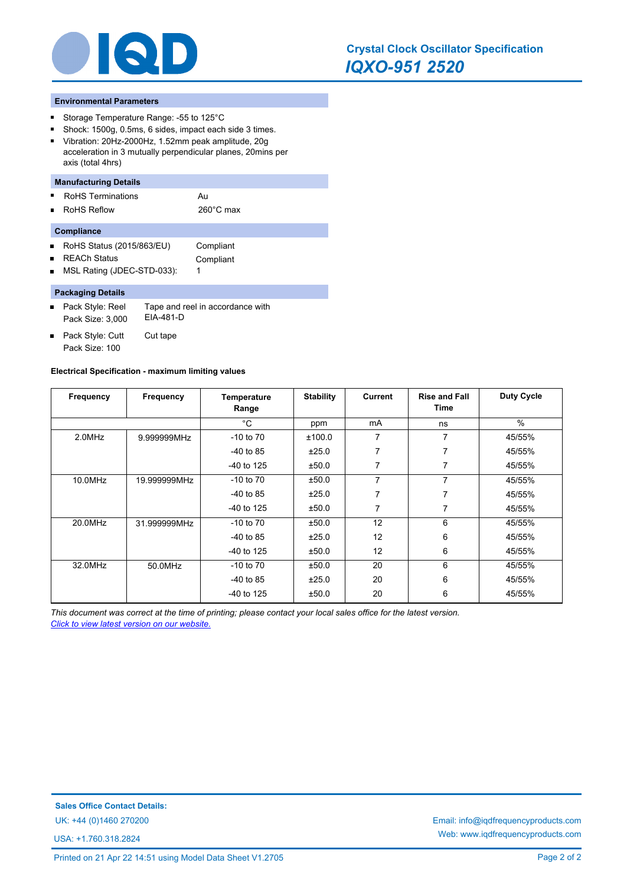## Environmental Parameters

- Storage Temperature Range: -55 to 125°C
- Shock: 1500g, 0.5ms, 6 sides, impact each side 3 times.
- Vibration: 20Hz-2000Hz, 1.52mm peak amplitude, 20g acceleration in 3 mutually perpendicular planes, 20mins per axis (total 4hrs)

## Manufacturing Details

- RoHS Terminations: Au
- RoHS Reflow: 260°C max

## Compliance

- RoHS Status (2015/863/EU): Compliant
- REACh Status: Compliant
- MSL Rating (JDEC-STD-033): 1

## Packaging Details

- Pack Style: Reel — Tape and reel in accordance with EIA-481-D
  Pack Size: 3,000
- Pack Style: Cutt — Cut tape
  Pack Size: 100

**Electrical Specification - maximum limiting values**

| Frequency | Frequency | Temperature Range | Stability | Current | Rise and Fall Time | Duty Cycle |
|---|---|---|---|---|---|---|
| | | °C | ppm | mA | ns | % |
| 2.0MHz | 9.999999MHz | -10 to 70 | ±100.0 | 7 | 7 | 45/55% |
| | | -40 to 85 | ±25.0 | 7 | 7 | 45/55% |
| | | -40 to 125 | ±50.0 | 7 | 7 | 45/55% |
| 10.0MHz | 19.999999MHz | -10 to 70 | ±50.0 | 7 | 7 | 45/55% |
| | | -40 to 85 | ±25.0 | 7 | 7 | 45/55% |
| | | -40 to 125 | ±50.0 | 7 | 7 | 45/55% |
| 20.0MHz | 31.999999MHz | -10 to 70 | ±50.0 | 12 | 6 | 45/55% |
| | | -40 to 85 | ±25.0 | 12 | 6 | 45/55% |
| | | -40 to 125 | ±50.0 | 12 | 6 | 45/55% |
| 32.0MHz | 50.0MHz | -10 to 70 | ±50.0 | 20 | 6 | 45/55% |
| | | -40 to 85 | ±25.0 | 20 | 6 | 45/55% |
| | | -40 to 125 | ±50.0 | 20 | 6 | 45/55% |

*This document was correct at the time of printing; please contact your local sales office for the latest version.*
*Click to view latest version on our website.*

**Sales Office Contact Details:**

UK: +44 (0)1460 270200

USA: +1.760.318.2824

Email: info@iqdfrequencyproducts.com

Web: www.iqdfrequencyproducts.com